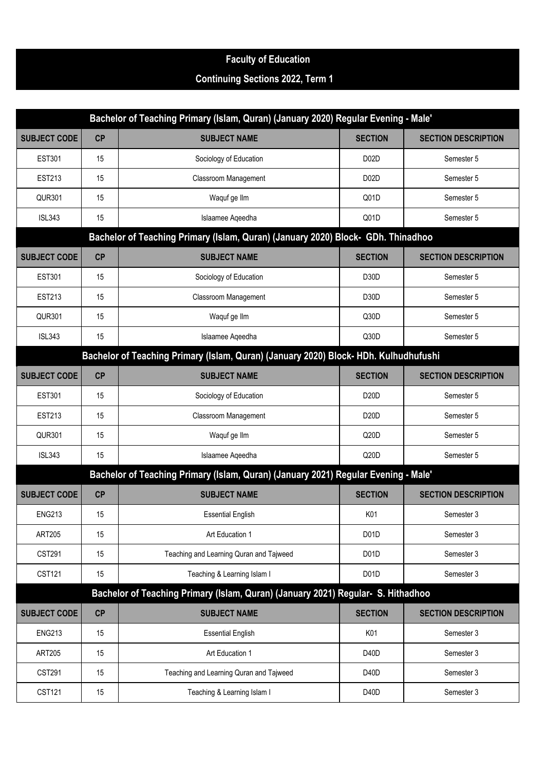# Faculty of Education

## Continuing Sections 2022, Term 1

### Bachelor of Teaching Primary (Islam, Quran) (January 2020) Regular Evening - Male'

| SUBJECT CODE | CP | SUBJECT NAME | SECTION | SECTION DESCRIPTION |
|---|---|---|---|---|
| EST301 | 15 | Sociology of Education | D02D | Semester 5 |
| EST213 | 15 | Classroom Management | D02D | Semester 5 |
| QUR301 | 15 | Waquf ge Ilm | Q01D | Semester 5 |
| ISL343 | 15 | Islaamee Aqeedha | Q01D | Semester 5 |

### Bachelor of Teaching Primary (Islam, Quran) (January 2020) Block- GDh. Thinadhoo

| SUBJECT CODE | CP | SUBJECT NAME | SECTION | SECTION DESCRIPTION |
|---|---|---|---|---|
| EST301 | 15 | Sociology of Education | D30D | Semester 5 |
| EST213 | 15 | Classroom Management | D30D | Semester 5 |
| QUR301 | 15 | Waquf ge Ilm | Q30D | Semester 5 |
| ISL343 | 15 | Islaamee Aqeedha | Q30D | Semester 5 |

### Bachelor of Teaching Primary (Islam, Quran) (January 2020) Block- HDh. Kulhudhufushi

| SUBJECT CODE | CP | SUBJECT NAME | SECTION | SECTION DESCRIPTION |
|---|---|---|---|---|
| EST301 | 15 | Sociology of Education | D20D | Semester 5 |
| EST213 | 15 | Classroom Management | D20D | Semester 5 |
| QUR301 | 15 | Waquf ge Ilm | Q20D | Semester 5 |
| ISL343 | 15 | Islaamee Aqeedha | Q20D | Semester 5 |

### Bachelor of Teaching Primary (Islam, Quran) (January 2021) Regular Evening - Male'

| SUBJECT CODE | CP | SUBJECT NAME | SECTION | SECTION DESCRIPTION |
|---|---|---|---|---|
| ENG213 | 15 | Essential English | K01 | Semester 3 |
| ART205 | 15 | Art Education 1 | D01D | Semester 3 |
| CST291 | 15 | Teaching and Learning Quran and Tajweed | D01D | Semester 3 |
| CST121 | 15 | Teaching & Learning Islam I | D01D | Semester 3 |

### Bachelor of Teaching Primary (Islam, Quran) (January 2021) Regular- S. Hithadhoo

| SUBJECT CODE | CP | SUBJECT NAME | SECTION | SECTION DESCRIPTION |
|---|---|---|---|---|
| ENG213 | 15 | Essential English | K01 | Semester 3 |
| ART205 | 15 | Art Education 1 | D40D | Semester 3 |
| CST291 | 15 | Teaching and Learning Quran and Tajweed | D40D | Semester 3 |
| CST121 | 15 | Teaching & Learning Islam I | D40D | Semester 3 |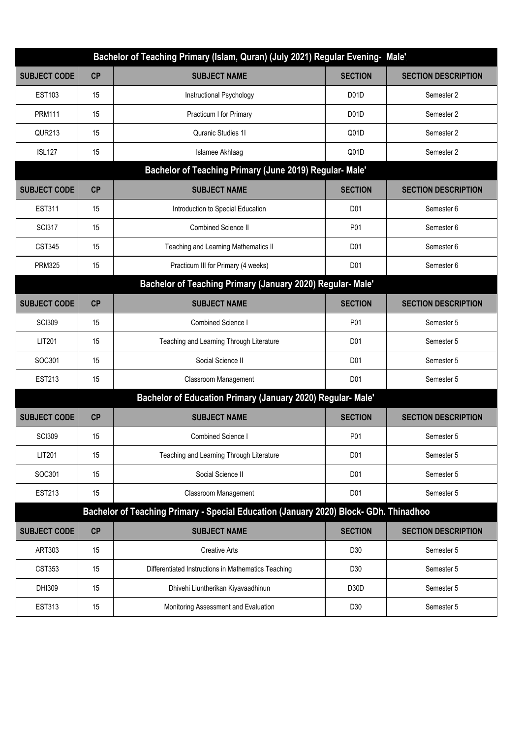## Bachelor of Teaching Primary (Islam, Quran) (July 2021) Regular Evening- Male'

| SUBJECT CODE | CP | SUBJECT NAME | SECTION | SECTION DESCRIPTION |
|---|---|---|---|---|
| EST103 | 15 | Instructional Psychology | D01D | Semester 2 |
| PRM111 | 15 | Practicum I for Primary | D01D | Semester 2 |
| QUR213 | 15 | Quranic Studies 1I | Q01D | Semester 2 |
| ISL127 | 15 | Islamee Akhlaag | Q01D | Semester 2 |

## Bachelor of Teaching Primary (June 2019) Regular- Male'

| SUBJECT CODE | CP | SUBJECT NAME | SECTION | SECTION DESCRIPTION |
|---|---|---|---|---|
| EST311 | 15 | Introduction to Special Education | D01 | Semester 6 |
| SCI317 | 15 | Combined Science II | P01 | Semester 6 |
| CST345 | 15 | Teaching and Learning Mathematics II | D01 | Semester 6 |
| PRM325 | 15 | Practicum III for Primary (4 weeks) | D01 | Semester 6 |

## Bachelor of Teaching Primary (January 2020) Regular- Male'

| SUBJECT CODE | CP | SUBJECT NAME | SECTION | SECTION DESCRIPTION |
|---|---|---|---|---|
| SCI309 | 15 | Combined Science I | P01 | Semester 5 |
| LIT201 | 15 | Teaching and Learning Through Literature | D01 | Semester 5 |
| SOC301 | 15 | Social Science II | D01 | Semester 5 |
| EST213 | 15 | Classroom Management | D01 | Semester 5 |

## Bachelor of Education Primary (January 2020) Regular- Male'

| SUBJECT CODE | CP | SUBJECT NAME | SECTION | SECTION DESCRIPTION |
|---|---|---|---|---|
| SCI309 | 15 | Combined Science I | P01 | Semester 5 |
| LIT201 | 15 | Teaching and Learning Through Literature | D01 | Semester 5 |
| SOC301 | 15 | Social Science II | D01 | Semester 5 |
| EST213 | 15 | Classroom Management | D01 | Semester 5 |

## Bachelor of Teaching Primary - Special Education (January 2020) Block- GDh. Thinadhoo

| SUBJECT CODE | CP | SUBJECT NAME | SECTION | SECTION DESCRIPTION |
|---|---|---|---|---|
| ART303 | 15 | Creative Arts | D30 | Semester 5 |
| CST353 | 15 | Differentiated Instructions in Mathematics Teaching | D30 | Semester 5 |
| DHI309 | 15 | Dhivehi Liuntherikan Kiyavaadhinun | D30D | Semester 5 |
| EST313 | 15 | Monitoring Assessment and Evaluation | D30 | Semester 5 |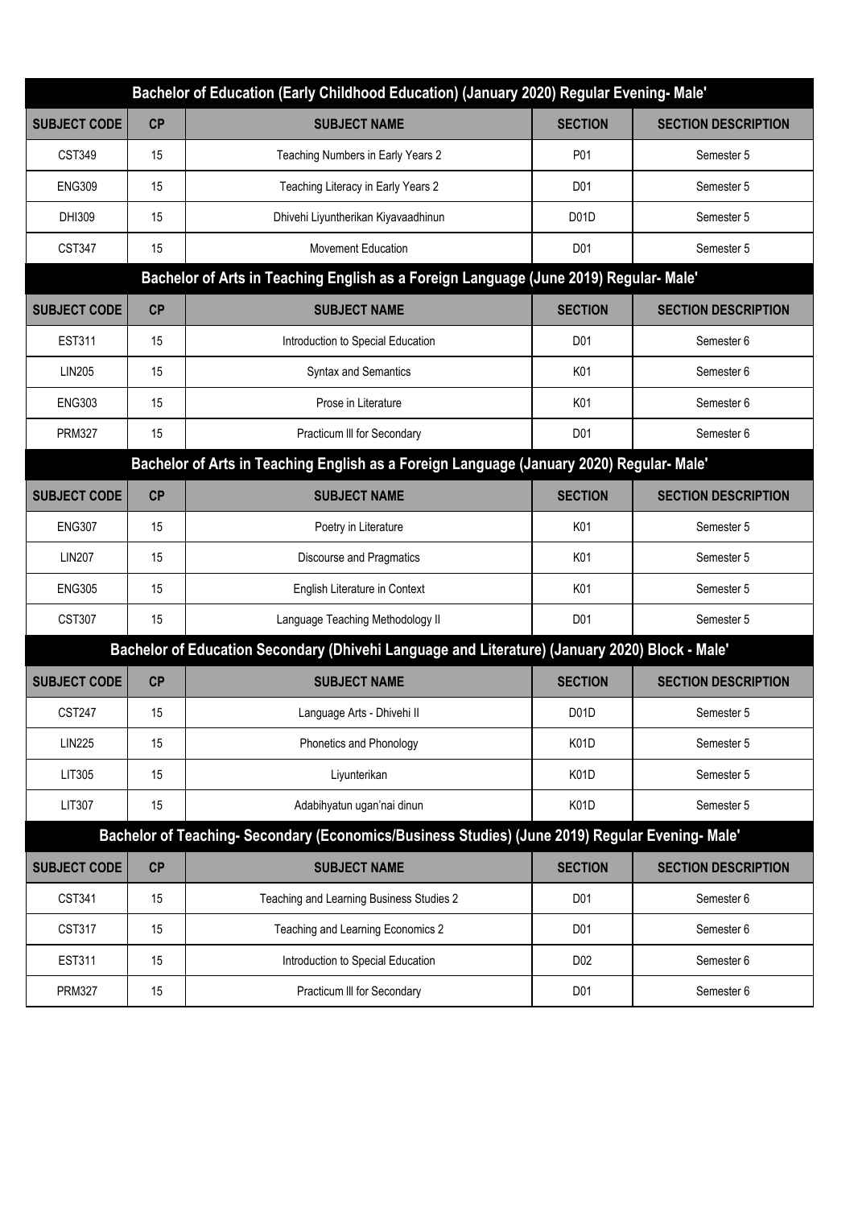| Bachelor of Education (Early Childhood Education) (January 2020) Regular Evening- Male' | | | | |
|---|---|---|---|---|
| **SUBJECT CODE** | **CP** | **SUBJECT NAME** | **SECTION** | **SECTION DESCRIPTION** |
| CST349 | 15 | Teaching Numbers in Early Years 2 | P01 | Semester 5 |
| ENG309 | 15 | Teaching Literacy in Early Years 2 | D01 | Semester 5 |
| DHI309 | 15 | Dhivehi Liyuntherikan Kiyavaadhinun | D01D | Semester 5 |
| CST347 | 15 | Movement Education | D01 | Semester 5 |

| Bachelor of Arts in Teaching English as a Foreign Language (June 2019) Regular- Male' | | | | |
|---|---|---|---|---|
| **SUBJECT CODE** | **CP** | **SUBJECT NAME** | **SECTION** | **SECTION DESCRIPTION** |
| EST311 | 15 | Introduction to Special Education | D01 | Semester 6 |
| LIN205 | 15 | Syntax and Semantics | K01 | Semester 6 |
| ENG303 | 15 | Prose in Literature | K01 | Semester 6 |
| PRM327 | 15 | Practicum III for Secondary | D01 | Semester 6 |

| Bachelor of Arts in Teaching English as a Foreign Language (January 2020) Regular- Male' | | | | |
|---|---|---|---|---|
| **SUBJECT CODE** | **CP** | **SUBJECT NAME** | **SECTION** | **SECTION DESCRIPTION** |
| ENG307 | 15 | Poetry in Literature | K01 | Semester 5 |
| LIN207 | 15 | Discourse and Pragmatics | K01 | Semester 5 |
| ENG305 | 15 | English Literature in Context | K01 | Semester 5 |
| CST307 | 15 | Language Teaching Methodology II | D01 | Semester 5 |

| Bachelor of Education Secondary (Dhivehi Language and Literature) (January 2020) Block - Male' | | | | |
|---|---|---|---|---|
| **SUBJECT CODE** | **CP** | **SUBJECT NAME** | **SECTION** | **SECTION DESCRIPTION** |
| CST247 | 15 | Language Arts - Dhivehi II | D01D | Semester 5 |
| LIN225 | 15 | Phonetics and Phonology | K01D | Semester 5 |
| LIT305 | 15 | Liyunterikan | K01D | Semester 5 |
| LIT307 | 15 | Adabihyatun ugan'nai dinun | K01D | Semester 5 |

| Bachelor of Teaching- Secondary (Economics/Business Studies) (June 2019) Regular Evening- Male' | | | | |
|---|---|---|---|---|
| **SUBJECT CODE** | **CP** | **SUBJECT NAME** | **SECTION** | **SECTION DESCRIPTION** |
| CST341 | 15 | Teaching and Learning Business Studies 2 | D01 | Semester 6 |
| CST317 | 15 | Teaching and Learning Economics 2 | D01 | Semester 6 |
| EST311 | 15 | Introduction to Special Education | D02 | Semester 6 |
| PRM327 | 15 | Practicum III for Secondary | D01 | Semester 6 |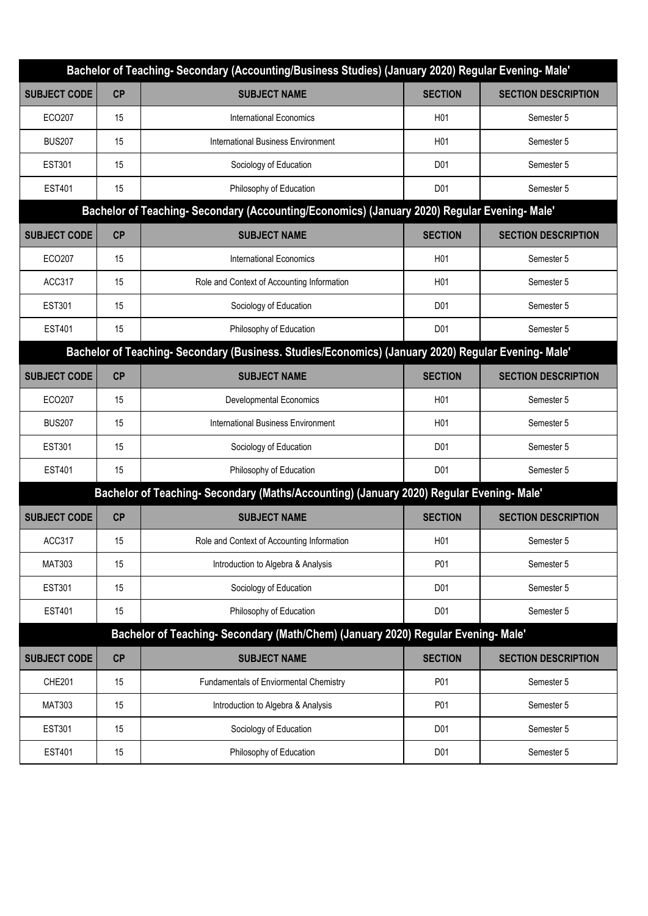## Bachelor of Teaching- Secondary (Accounting/Business Studies) (January 2020) Regular Evening- Male'

| SUBJECT CODE | CP | SUBJECT NAME | SECTION | SECTION DESCRIPTION |
|---|---|---|---|---|
| ECO207 | 15 | International Economics | H01 | Semester 5 |
| BUS207 | 15 | International Business Environment | H01 | Semester 5 |
| EST301 | 15 | Sociology of Education | D01 | Semester 5 |
| EST401 | 15 | Philosophy of Education | D01 | Semester 5 |

## Bachelor of Teaching- Secondary (Accounting/Economics) (January 2020) Regular Evening- Male'

| SUBJECT CODE | CP | SUBJECT NAME | SECTION | SECTION DESCRIPTION |
|---|---|---|---|---|
| ECO207 | 15 | International Economics | H01 | Semester 5 |
| ACC317 | 15 | Role and Context of Accounting Information | H01 | Semester 5 |
| EST301 | 15 | Sociology of Education | D01 | Semester 5 |
| EST401 | 15 | Philosophy of Education | D01 | Semester 5 |

## Bachelor of Teaching- Secondary (Business. Studies/Economics) (January 2020) Regular Evening- Male'

| SUBJECT CODE | CP | SUBJECT NAME | SECTION | SECTION DESCRIPTION |
|---|---|---|---|---|
| ECO207 | 15 | Developmental Economics | H01 | Semester 5 |
| BUS207 | 15 | International Business Environment | H01 | Semester 5 |
| EST301 | 15 | Sociology of Education | D01 | Semester 5 |
| EST401 | 15 | Philosophy of Education | D01 | Semester 5 |

## Bachelor of Teaching- Secondary (Maths/Accounting) (January 2020) Regular Evening- Male'

| SUBJECT CODE | CP | SUBJECT NAME | SECTION | SECTION DESCRIPTION |
|---|---|---|---|---|
| ACC317 | 15 | Role and Context of Accounting Information | H01 | Semester 5 |
| MAT303 | 15 | Introduction to Algebra & Analysis | P01 | Semester 5 |
| EST301 | 15 | Sociology of Education | D01 | Semester 5 |
| EST401 | 15 | Philosophy of Education | D01 | Semester 5 |

## Bachelor of Teaching- Secondary (Math/Chem) (January 2020) Regular Evening- Male'

| SUBJECT CODE | CP | SUBJECT NAME | SECTION | SECTION DESCRIPTION |
|---|---|---|---|---|
| CHE201 | 15 | Fundamentals of Enviormental Chemistry | P01 | Semester 5 |
| MAT303 | 15 | Introduction to Algebra & Analysis | P01 | Semester 5 |
| EST301 | 15 | Sociology of Education | D01 | Semester 5 |
| EST401 | 15 | Philosophy of Education | D01 | Semester 5 |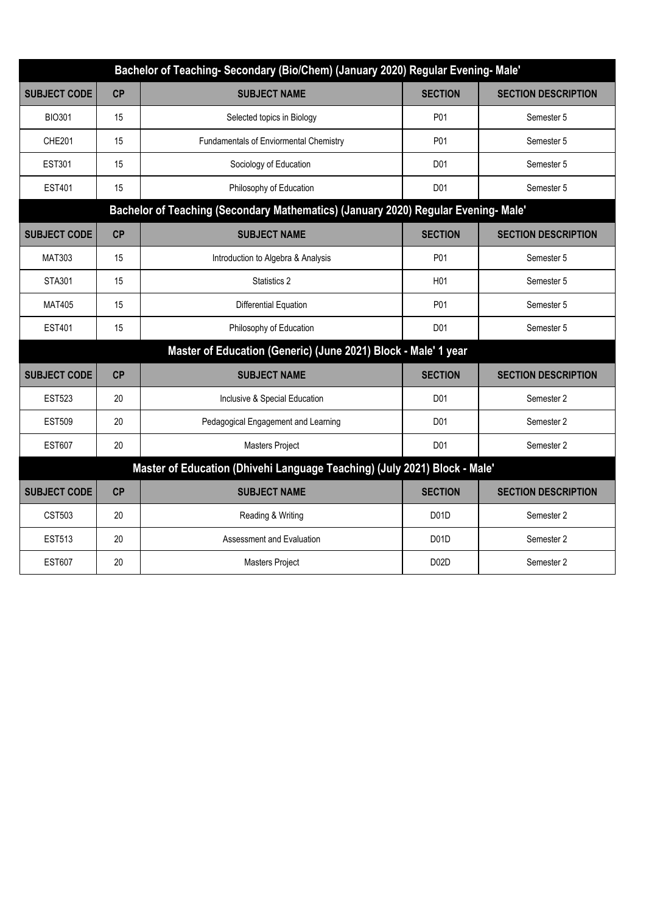## Bachelor of Teaching- Secondary (Bio/Chem) (January 2020) Regular Evening- Male'

| SUBJECT CODE | CP | SUBJECT NAME | SECTION | SECTION DESCRIPTION |
|---|---|---|---|---|
| BIO301 | 15 | Selected topics in Biology | P01 | Semester 5 |
| CHE201 | 15 | Fundamentals of Enviormental Chemistry | P01 | Semester 5 |
| EST301 | 15 | Sociology of Education | D01 | Semester 5 |
| EST401 | 15 | Philosophy of Education | D01 | Semester 5 |

## Bachelor of Teaching (Secondary Mathematics) (January 2020) Regular Evening- Male'

| SUBJECT CODE | CP | SUBJECT NAME | SECTION | SECTION DESCRIPTION |
|---|---|---|---|---|
| MAT303 | 15 | Introduction to Algebra & Analysis | P01 | Semester 5 |
| STA301 | 15 | Statistics 2 | H01 | Semester 5 |
| MAT405 | 15 | Differential Equation | P01 | Semester 5 |
| EST401 | 15 | Philosophy of Education | D01 | Semester 5 |

## Master of Education (Generic) (June 2021) Block - Male' 1 year

| SUBJECT CODE | CP | SUBJECT NAME | SECTION | SECTION DESCRIPTION |
|---|---|---|---|---|
| EST523 | 20 | Inclusive & Special Education | D01 | Semester 2 |
| EST509 | 20 | Pedagogical Engagement and Learning | D01 | Semester 2 |
| EST607 | 20 | Masters Project | D01 | Semester 2 |

## Master of Education (Dhivehi Language Teaching) (July 2021) Block - Male'

| SUBJECT CODE | CP | SUBJECT NAME | SECTION | SECTION DESCRIPTION |
|---|---|---|---|---|
| CST503 | 20 | Reading & Writing | D01D | Semester 2 |
| EST513 | 20 | Assessment and Evaluation | D01D | Semester 2 |
| EST607 | 20 | Masters Project | D02D | Semester 2 |